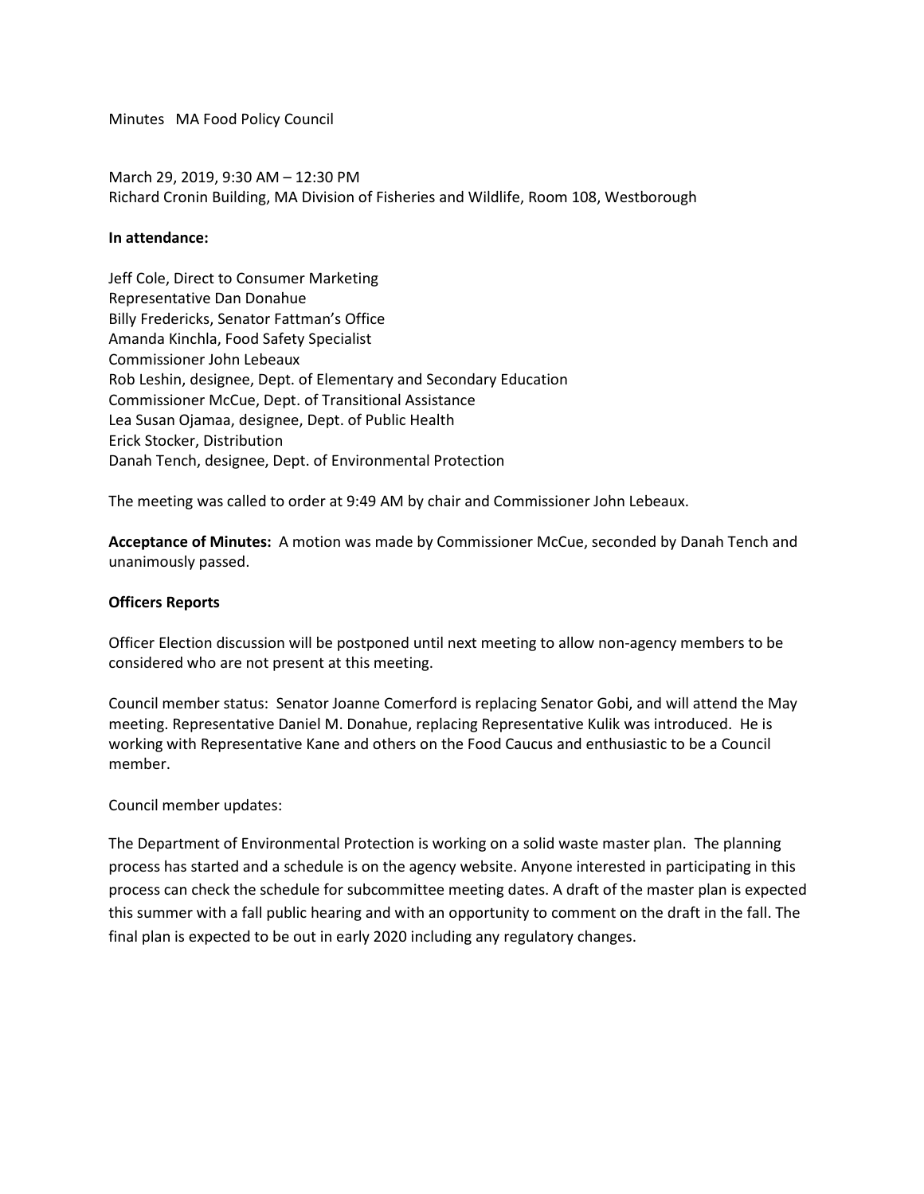Minutes MA Food Policy Council

March 29, 2019, 9:30 AM – 12:30 PM
Richard Cronin Building, MA Division of Fisheries and Wildlife, Room 108, Westborough

**In attendance:**

Jeff Cole, Direct to Consumer Marketing
Representative Dan Donahue
Billy Fredericks, Senator Fattman's Office
Amanda Kinchla, Food Safety Specialist
Commissioner John Lebeaux
Rob Leshin, designee, Dept. of Elementary and Secondary Education
Commissioner McCue, Dept. of Transitional Assistance
Lea Susan Ojamaa, designee, Dept. of Public Health
Erick Stocker, Distribution
Danah Tench, designee, Dept. of Environmental Protection

The meeting was called to order at 9:49 AM by chair and Commissioner John Lebeaux.

**Acceptance of Minutes:** A motion was made by Commissioner McCue, seconded by Danah Tench and unanimously passed.

**Officers Reports**

Officer Election discussion will be postponed until next meeting to allow non-agency members to be considered who are not present at this meeting.

Council member status: Senator Joanne Comerford is replacing Senator Gobi, and will attend the May meeting. Representative Daniel M. Donahue, replacing Representative Kulik was introduced. He is working with Representative Kane and others on the Food Caucus and enthusiastic to be a Council member.

Council member updates:

The Department of Environmental Protection is working on a solid waste master plan. The planning process has started and a schedule is on the agency website. Anyone interested in participating in this process can check the schedule for subcommittee meeting dates. A draft of the master plan is expected this summer with a fall public hearing and with an opportunity to comment on the draft in the fall. The final plan is expected to be out in early 2020 including any regulatory changes.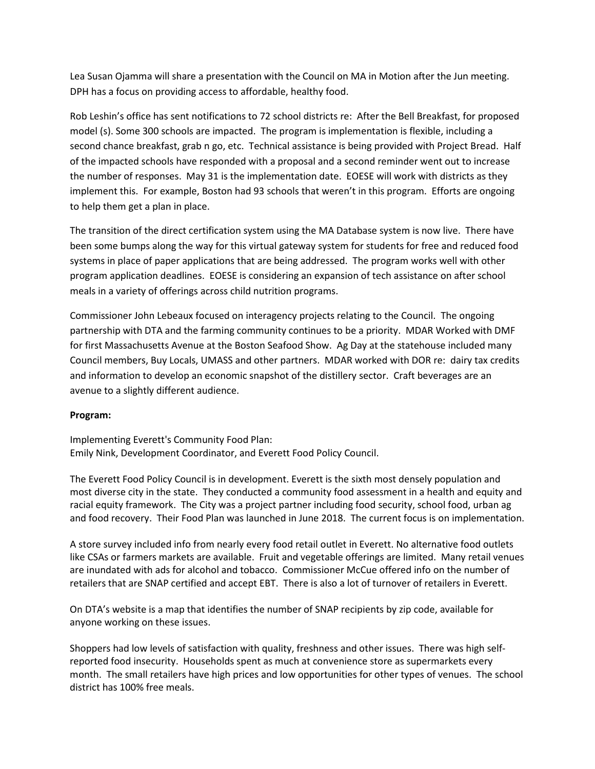Lea Susan Ojamma will share a presentation with the Council on MA in Motion after the Jun meeting. DPH has a focus on providing access to affordable, healthy food.

Rob Leshin's office has sent notifications to 72 school districts re: After the Bell Breakfast, for proposed model (s). Some 300 schools are impacted. The program is implementation is flexible, including a second chance breakfast, grab n go, etc. Technical assistance is being provided with Project Bread. Half of the impacted schools have responded with a proposal and a second reminder went out to increase the number of responses. May 31 is the implementation date. EOESE will work with districts as they implement this. For example, Boston had 93 schools that weren't in this program. Efforts are ongoing to help them get a plan in place.

The transition of the direct certification system using the MA Database system is now live. There have been some bumps along the way for this virtual gateway system for students for free and reduced food systems in place of paper applications that are being addressed. The program works well with other program application deadlines. EOESE is considering an expansion of tech assistance on after school meals in a variety of offerings across child nutrition programs.

Commissioner John Lebeaux focused on interagency projects relating to the Council. The ongoing partnership with DTA and the farming community continues to be a priority. MDAR Worked with DMF for first Massachusetts Avenue at the Boston Seafood Show. Ag Day at the statehouse included many Council members, Buy Locals, UMASS and other partners. MDAR worked with DOR re: dairy tax credits and information to develop an economic snapshot of the distillery sector. Craft beverages are an avenue to a slightly different audience.

**Program:**

Implementing Everett's Community Food Plan:
Emily Nink, Development Coordinator, and Everett Food Policy Council.

The Everett Food Policy Council is in development. Everett is the sixth most densely population and most diverse city in the state. They conducted a community food assessment in a health and equity and racial equity framework. The City was a project partner including food security, school food, urban ag and food recovery. Their Food Plan was launched in June 2018. The current focus is on implementation.

A store survey included info from nearly every food retail outlet in Everett. No alternative food outlets like CSAs or farmers markets are available. Fruit and vegetable offerings are limited. Many retail venues are inundated with ads for alcohol and tobacco. Commissioner McCue offered info on the number of retailers that are SNAP certified and accept EBT. There is also a lot of turnover of retailers in Everett.

On DTA's website is a map that identifies the number of SNAP recipients by zip code, available for anyone working on these issues.

Shoppers had low levels of satisfaction with quality, freshness and other issues. There was high self-reported food insecurity. Households spent as much at convenience store as supermarkets every month. The small retailers have high prices and low opportunities for other types of venues. The school district has 100% free meals.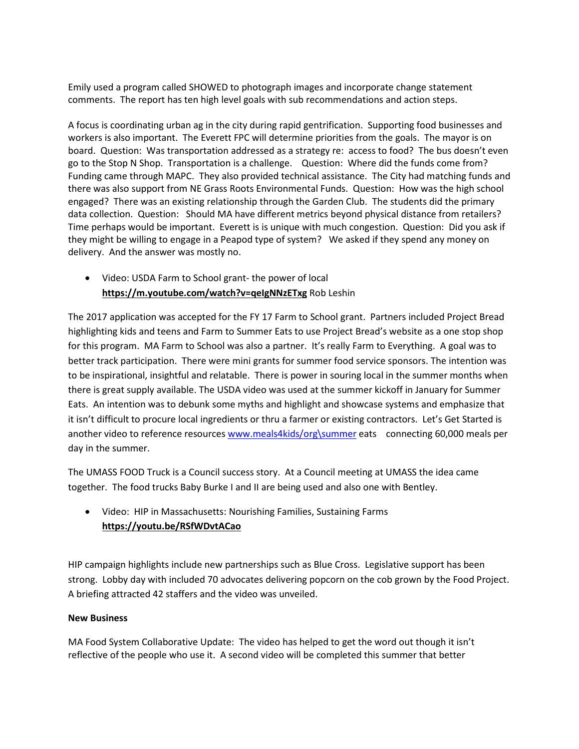Emily used a program called SHOWED to photograph images and incorporate change statement comments. The report has ten high level goals with sub recommendations and action steps.

A focus is coordinating urban ag in the city during rapid gentrification. Supporting food businesses and workers is also important. The Everett FPC will determine priorities from the goals. The mayor is on board. Question: Was transportation addressed as a strategy re: access to food? The bus doesn't even go to the Stop N Shop. Transportation is a challenge. Question: Where did the funds come from? Funding came through MAPC. They also provided technical assistance. The City had matching funds and there was also support from NE Grass Roots Environmental Funds. Question: How was the high school engaged? There was an existing relationship through the Garden Club. The students did the primary data collection. Question: Should MA have different metrics beyond physical distance from retailers? Time perhaps would be important. Everett is is unique with much congestion. Question: Did you ask if they might be willing to engage in a Peapod type of system? We asked if they spend any money on delivery. And the answer was mostly no.

- Video: USDA Farm to School grant- the power of local **https://m.youtube.com/watch?v=qeIgNNzETxg** Rob Leshin

The 2017 application was accepted for the FY 17 Farm to School grant. Partners included Project Bread highlighting kids and teens and Farm to Summer Eats to use Project Bread's website as a one stop shop for this program. MA Farm to School was also a partner. It's really Farm to Everything. A goal was to better track participation. There were mini grants for summer food service sponsors. The intention was to be inspirational, insightful and relatable. There is power in souring local in the summer months when there is great supply available. The USDA video was used at the summer kickoff in January for Summer Eats. An intention was to debunk some myths and highlight and showcase systems and emphasize that it isn't difficult to procure local ingredients or thru a farmer or existing contractors. Let's Get Started is another video to reference resources www.meals4kids/org\summer eats connecting 60,000 meals per day in the summer.

The UMASS FOOD Truck is a Council success story. At a Council meeting at UMASS the idea came together. The food trucks Baby Burke I and II are being used and also one with Bentley.

- Video: HIP in Massachusetts: Nourishing Families, Sustaining Farms **https://youtu.be/RSfWDvtACao**

HIP campaign highlights include new partnerships such as Blue Cross. Legislative support has been strong. Lobby day with included 70 advocates delivering popcorn on the cob grown by the Food Project. A briefing attracted 42 staffers and the video was unveiled.

**New Business**

MA Food System Collaborative Update: The video has helped to get the word out though it isn't reflective of the people who use it. A second video will be completed this summer that better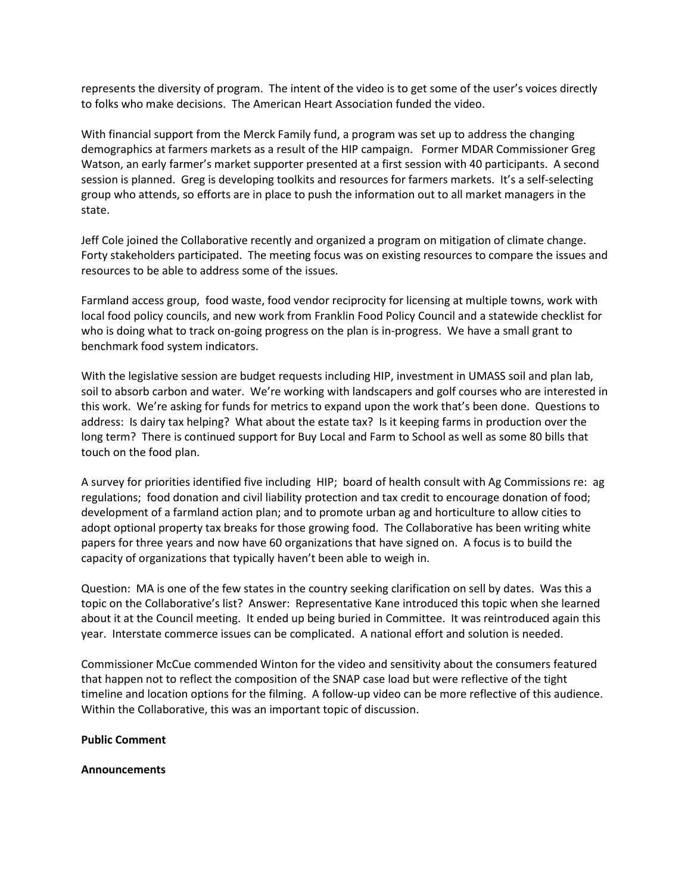represents the diversity of program. The intent of the video is to get some of the user's voices directly to folks who make decisions. The American Heart Association funded the video.

With financial support from the Merck Family fund, a program was set up to address the changing demographics at farmers markets as a result of the HIP campaign. Former MDAR Commissioner Greg Watson, an early farmer's market supporter presented at a first session with 40 participants. A second session is planned. Greg is developing toolkits and resources for farmers markets. It's a self-selecting group who attends, so efforts are in place to push the information out to all market managers in the state.

Jeff Cole joined the Collaborative recently and organized a program on mitigation of climate change. Forty stakeholders participated. The meeting focus was on existing resources to compare the issues and resources to be able to address some of the issues.

Farmland access group, food waste, food vendor reciprocity for licensing at multiple towns, work with local food policy councils, and new work from Franklin Food Policy Council and a statewide checklist for who is doing what to track on-going progress on the plan is in-progress. We have a small grant to benchmark food system indicators.

With the legislative session are budget requests including HIP, investment in UMASS soil and plan lab, soil to absorb carbon and water. We're working with landscapers and golf courses who are interested in this work. We're asking for funds for metrics to expand upon the work that's been done. Questions to address: Is dairy tax helping? What about the estate tax? Is it keeping farms in production over the long term? There is continued support for Buy Local and Farm to School as well as some 80 bills that touch on the food plan.

A survey for priorities identified five including HIP; board of health consult with Ag Commissions re: ag regulations; food donation and civil liability protection and tax credit to encourage donation of food; development of a farmland action plan; and to promote urban ag and horticulture to allow cities to adopt optional property tax breaks for those growing food. The Collaborative has been writing white papers for three years and now have 60 organizations that have signed on. A focus is to build the capacity of organizations that typically haven't been able to weigh in.

Question: MA is one of the few states in the country seeking clarification on sell by dates. Was this a topic on the Collaborative's list? Answer: Representative Kane introduced this topic when she learned about it at the Council meeting. It ended up being buried in Committee. It was reintroduced again this year. Interstate commerce issues can be complicated. A national effort and solution is needed.

Commissioner McCue commended Winton for the video and sensitivity about the consumers featured that happen not to reflect the composition of the SNAP case load but were reflective of the tight timeline and location options for the filming. A follow-up video can be more reflective of this audience. Within the Collaborative, this was an important topic of discussion.

**Public Comment**

**Announcements**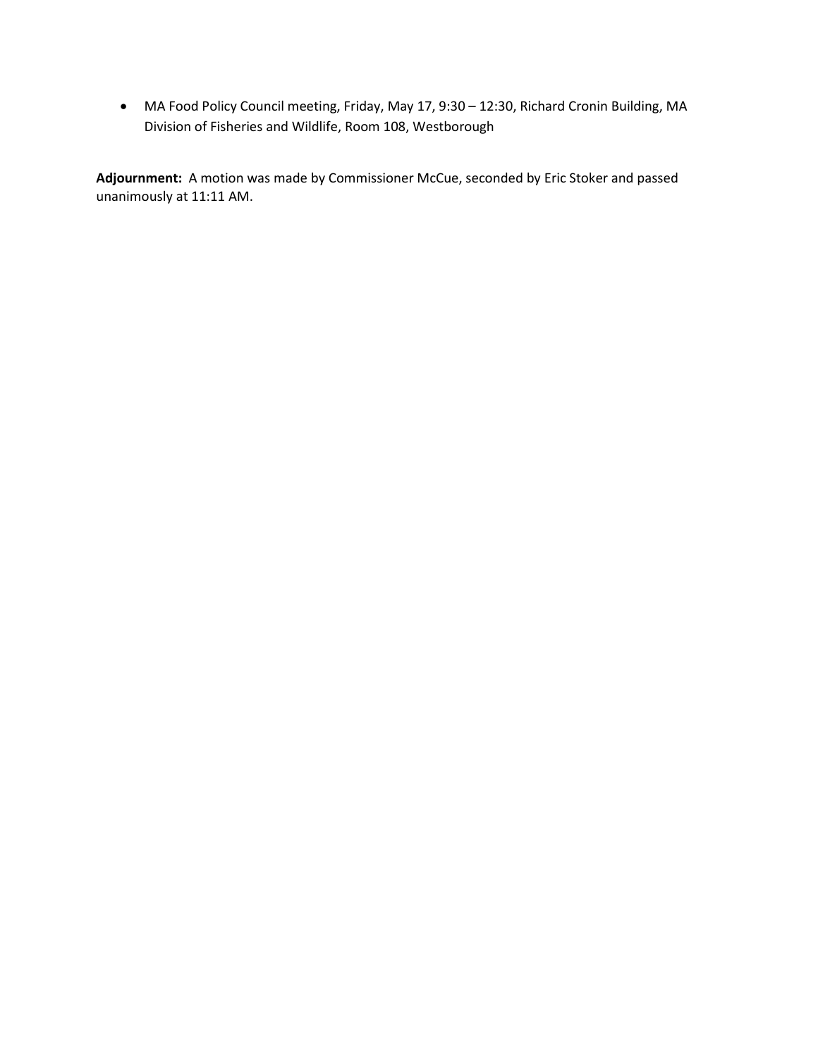- MA Food Policy Council meeting, Friday, May 17, 9:30 – 12:30, Richard Cronin Building, MA Division of Fisheries and Wildlife, Room 108, Westborough

**Adjournment:** A motion was made by Commissioner McCue, seconded by Eric Stoker and passed unanimously at 11:11 AM.